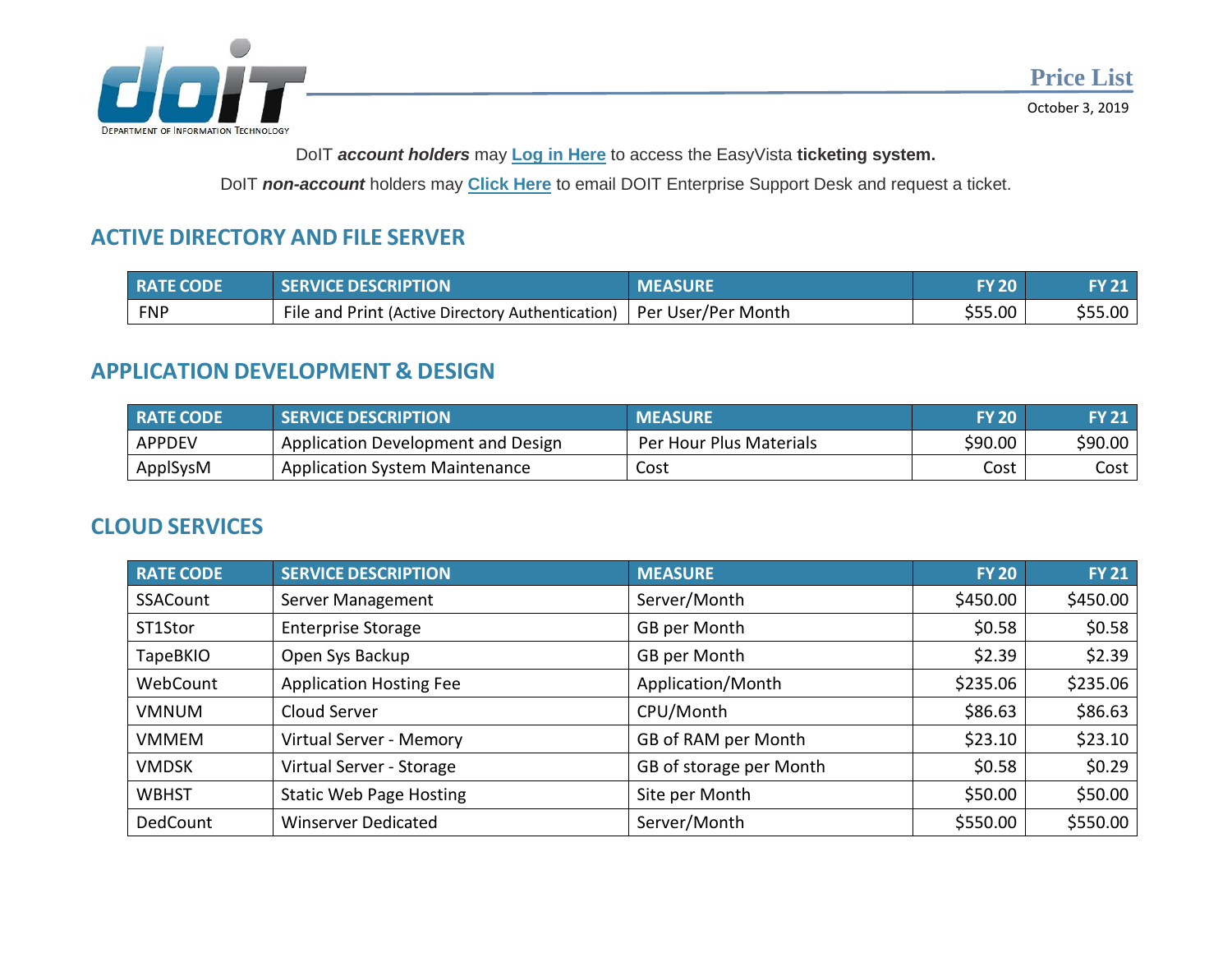DoIT

DEPARTMENT OF INFORMATION TECHNOLOGY

# Price List

October 3, 2019

DoIT ***account holders*** may **Log in Here** to access the EasyVista **ticketing system.**

DoIT ***non-account*** holders may **Click Here** to email DOIT Enterprise Support Desk and request a ticket.

## ACTIVE DIRECTORY AND FILE SERVER

| RATE CODE | SERVICE DESCRIPTION | MEASURE | FY 20 | FY 21 |
|---|---|---|---|---|
| FNP | File and Print (Active Directory Authentication) | Per User/Per Month | $55.00 | $55.00 |

## APPLICATION DEVELOPMENT & DESIGN

| RATE CODE | SERVICE DESCRIPTION | MEASURE | FY 20 | FY 21 |
|---|---|---|---|---|
| APPDEV | Application Development and Design | Per Hour Plus Materials | $90.00 | $90.00 |
| ApplSysM | Application System Maintenance | Cost | Cost | Cost |

## CLOUD SERVICES

| RATE CODE | SERVICE DESCRIPTION | MEASURE | FY 20 | FY 21 |
|---|---|---|---|---|
| SSACount | Server Management | Server/Month | $450.00 | $450.00 |
| ST1Stor | Enterprise Storage | GB per Month | $0.58 | $0.58 |
| TapeBKIO | Open Sys Backup | GB per Month | $2.39 | $2.39 |
| WebCount | Application Hosting Fee | Application/Month | $235.06 | $235.06 |
| VMNUM | Cloud Server | CPU/Month | $86.63 | $86.63 |
| VMMEM | Virtual Server - Memory | GB of RAM per Month | $23.10 | $23.10 |
| VMDSK | Virtual Server - Storage | GB of storage per Month | $0.58 | $0.29 |
| WBHST | Static Web Page Hosting | Site per Month | $50.00 | $50.00 |
| DedCount | Winserver Dedicated | Server/Month | $550.00 | $550.00 |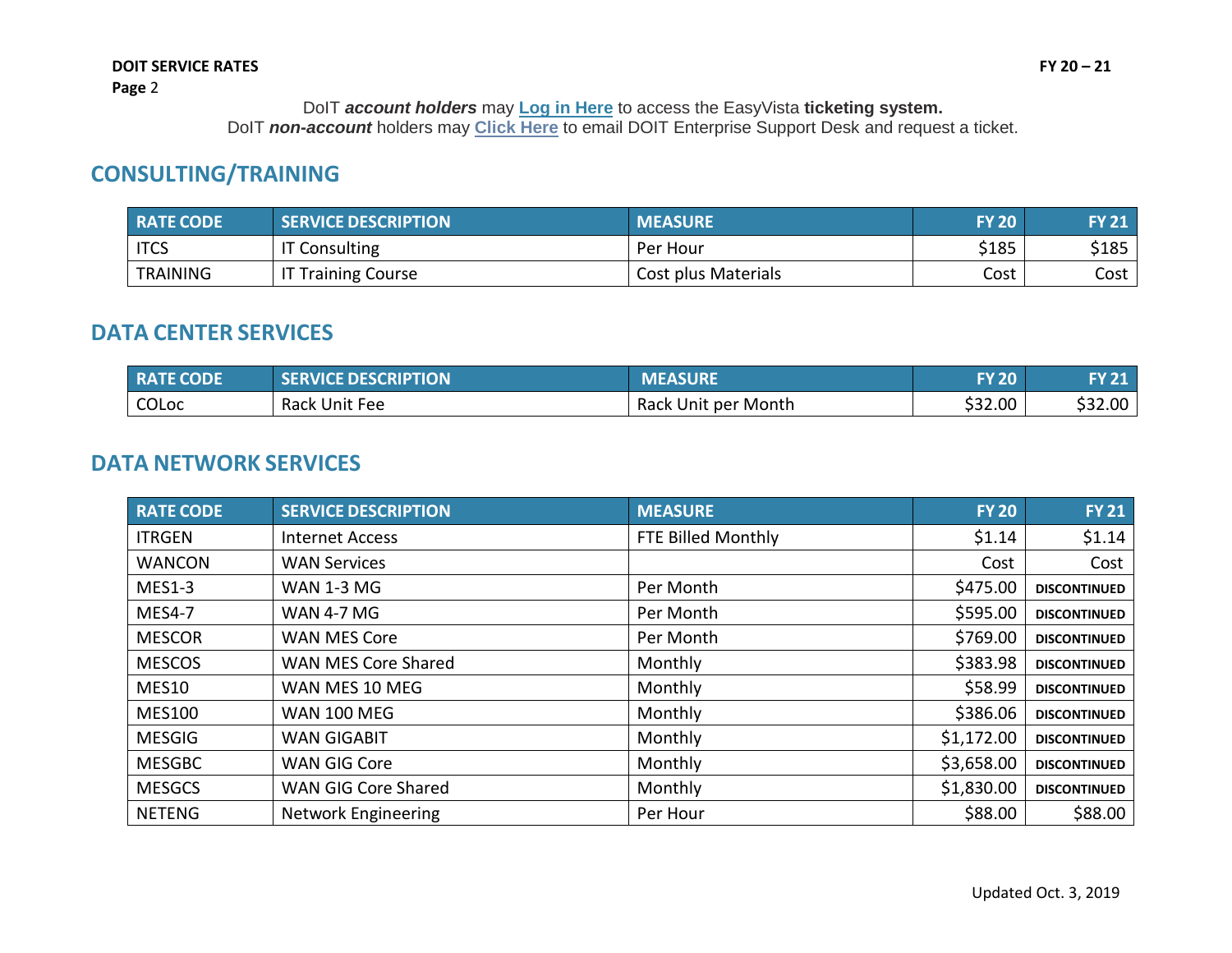DoIT ***account holders*** may **Log in Here** to access the EasyVista **ticketing system.**
DoIT ***non-account*** holders may **Click Here** to email DOIT Enterprise Support Desk and request a ticket.

## CONSULTING/TRAINING

| RATE CODE | SERVICE DESCRIPTION | MEASURE | FY 20 | FY 21 |
|---|---|---|---|---|
| ITCS | IT Consulting | Per Hour | $185 | $185 |
| TRAINING | IT Training Course | Cost plus Materials | Cost | Cost |

## DATA CENTER SERVICES

| RATE CODE | SERVICE DESCRIPTION | MEASURE | FY 20 | FY 21 |
|---|---|---|---|---|
| COLoc | Rack Unit Fee | Rack Unit per Month | $32.00 | $32.00 |

## DATA NETWORK SERVICES

| RATE CODE | SERVICE DESCRIPTION | MEASURE | FY 20 | FY 21 |
|---|---|---|---|---|
| ITRGEN | Internet Access | FTE Billed Monthly | $1.14 | $1.14 |
| WANCON | WAN Services | | Cost | Cost |
| MES1-3 | WAN 1-3 MG | Per Month | $475.00 | DISCONTINUED |
| MES4-7 | WAN 4-7 MG | Per Month | $595.00 | DISCONTINUED |
| MESCOR | WAN MES Core | Per Month | $769.00 | DISCONTINUED |
| MESCOS | WAN MES Core Shared | Monthly | $383.98 | DISCONTINUED |
| MES10 | WAN MES 10 MEG | Monthly | $58.99 | DISCONTINUED |
| MES100 | WAN 100 MEG | Monthly | $386.06 | DISCONTINUED |
| MESGIG | WAN GIGABIT | Monthly | $1,172.00 | DISCONTINUED |
| MESGBC | WAN GIG Core | Monthly | $3,658.00 | DISCONTINUED |
| MESGCS | WAN GIG Core Shared | Monthly | $1,830.00 | DISCONTINUED |
| NETENG | Network Engineering | Per Hour | $88.00 | $88.00 |

Updated Oct. 3, 2019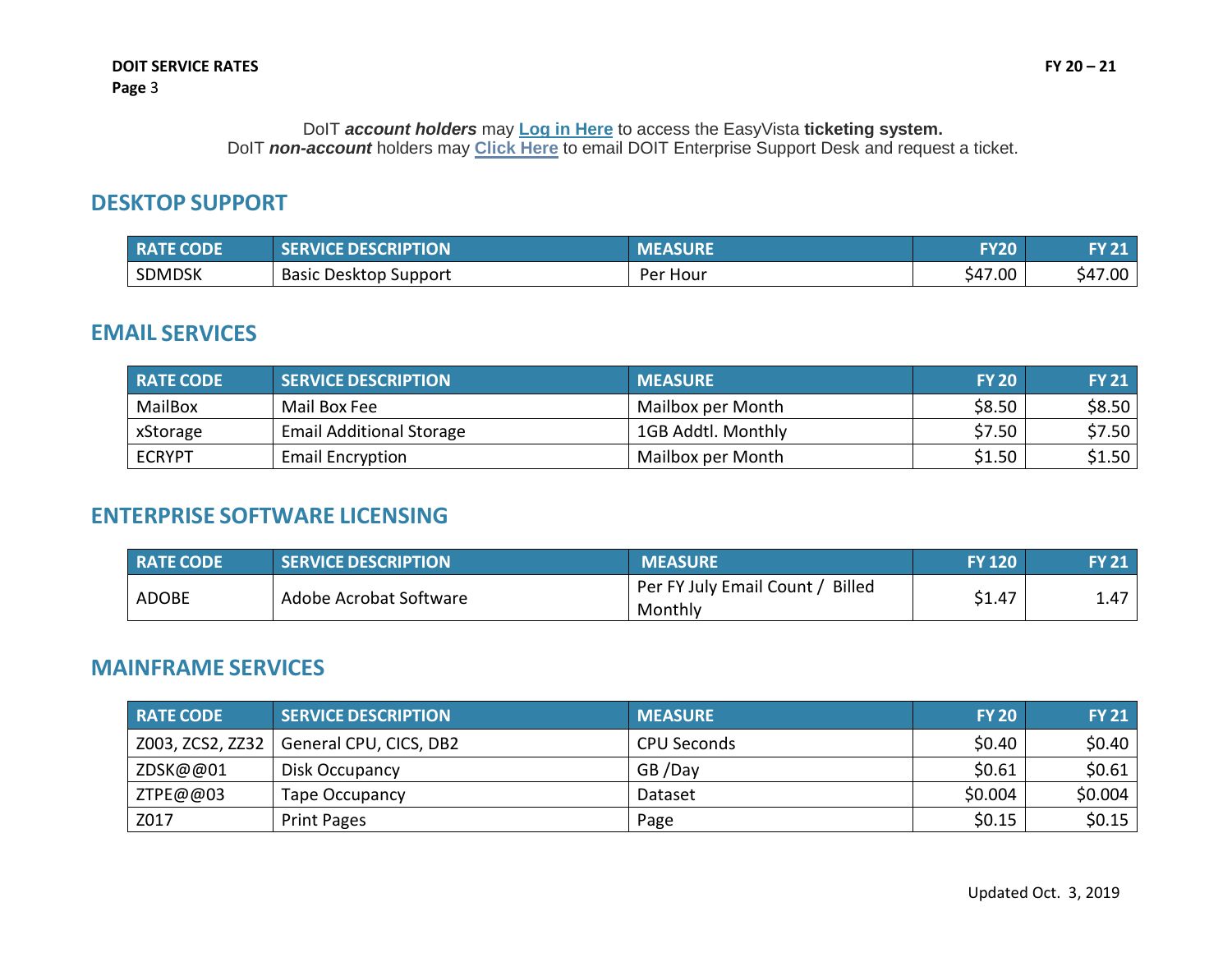DoIT ***account holders*** may **Log in Here** to access the EasyVista **ticketing system.**
DoIT ***non-account*** holders may **Click Here** to email DOIT Enterprise Support Desk and request a ticket.

## DESKTOP SUPPORT

| RATE CODE | SERVICE DESCRIPTION | MEASURE | FY20 | FY 21 |
|---|---|---|---:|---:|
| SDMDSK | Basic Desktop Support | Per Hour | $47.00 | $47.00 |

## EMAIL SERVICES

| RATE CODE | SERVICE DESCRIPTION | MEASURE | FY 20 | FY 21 |
|---|---|---|---:|---:|
| MailBox | Mail Box Fee | Mailbox per Month | $8.50 | $8.50 |
| xStorage | Email Additional Storage | 1GB Addtl. Monthly | $7.50 | $7.50 |
| ECRYPT | Email Encryption | Mailbox per Month | $1.50 | $1.50 |

## ENTERPRISE SOFTWARE LICENSING

| RATE CODE | SERVICE DESCRIPTION | MEASURE | FY 120 | FY 21 |
|---|---|---|---:|---:|
| ADOBE | Adobe Acrobat Software | Per FY July Email Count / Billed Monthly | $1.47 | 1.47 |

## MAINFRAME SERVICES

| RATE CODE | SERVICE DESCRIPTION | MEASURE | FY 20 | FY 21 |
|---|---|---|---:|---:|
| Z003, ZCS2, ZZ32 | General CPU, CICS, DB2 | CPU Seconds | $0.40 | $0.40 |
| ZDSK@@01 | Disk Occupancy | GB /Day | $0.61 | $0.61 |
| ZTPE@@03 | Tape Occupancy | Dataset | $0.004 | $0.004 |
| Z017 | Print Pages | Page | $0.15 | $0.15 |

Updated Oct. 3, 2019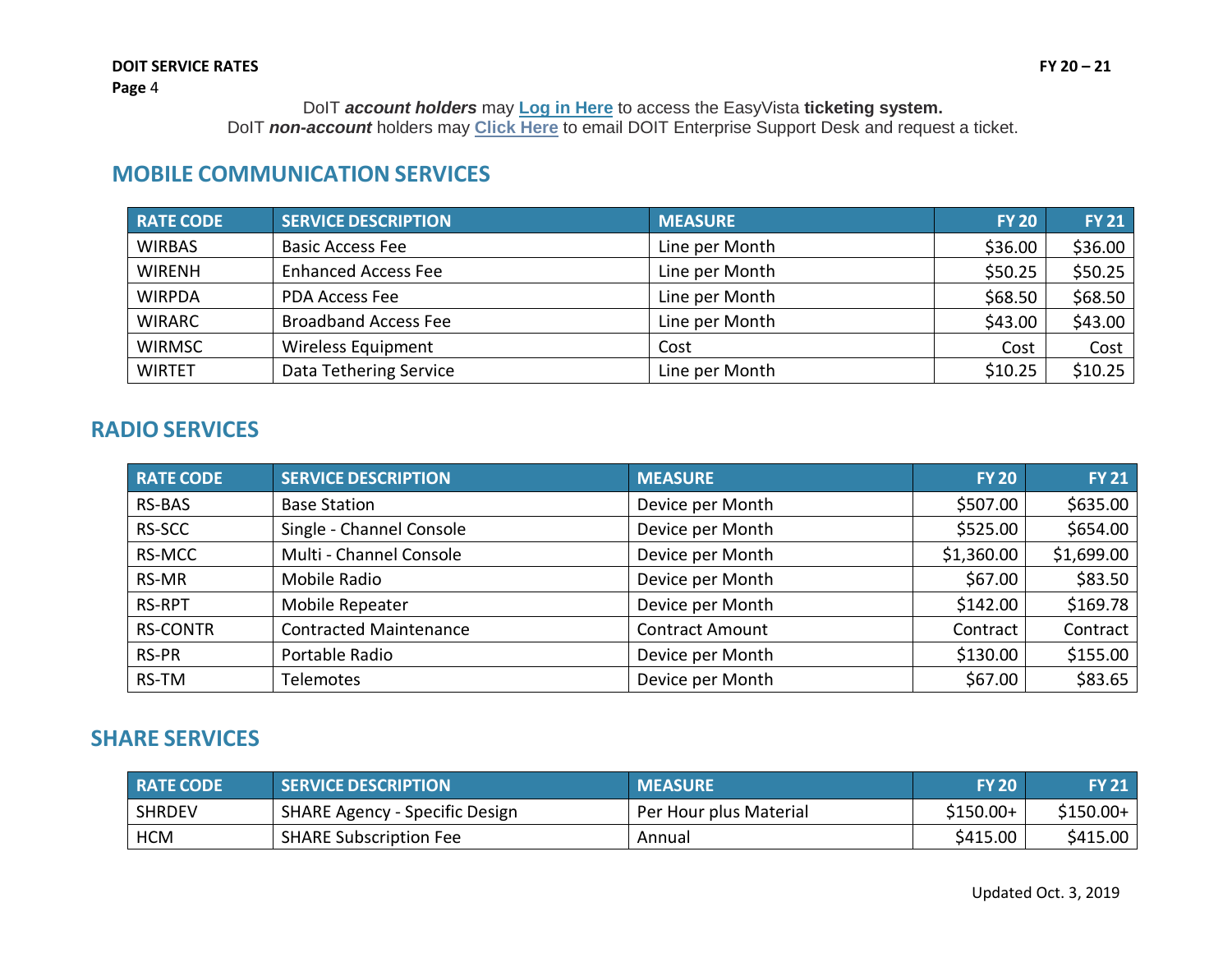DoIT ***account holders*** may [Log in Here]() to access the EasyVista **ticketing system.**
DoIT ***non-account*** holders may [Click Here]() to email DOIT Enterprise Support Desk and request a ticket.

## MOBILE COMMUNICATION SERVICES

| RATE CODE | SERVICE DESCRIPTION | MEASURE | FY 20 | FY 21 |
|---|---|---|---:|---:|
| WIRBAS | Basic Access Fee | Line per Month | $36.00 | $36.00 |
| WIRENH | Enhanced Access Fee | Line per Month | $50.25 | $50.25 |
| WIRPDA | PDA Access Fee | Line per Month | $68.50 | $68.50 |
| WIRARC | Broadband Access Fee | Line per Month | $43.00 | $43.00 |
| WIRMSC | Wireless Equipment | Cost | Cost | Cost |
| WIRTET | Data Tethering Service | Line per Month | $10.25 | $10.25 |

## RADIO SERVICES

| RATE CODE | SERVICE DESCRIPTION | MEASURE | FY 20 | FY 21 |
|---|---|---|---:|---:|
| RS-BAS | Base Station | Device per Month | $507.00 | $635.00 |
| RS-SCC | Single - Channel Console | Device per Month | $525.00 | $654.00 |
| RS-MCC | Multi - Channel Console | Device per Month | $1,360.00 | $1,699.00 |
| RS-MR | Mobile Radio | Device per Month | $67.00 | $83.50 |
| RS-RPT | Mobile Repeater | Device per Month | $142.00 | $169.78 |
| RS-CONTR | Contracted Maintenance | Contract Amount | Contract | Contract |
| RS-PR | Portable Radio | Device per Month | $130.00 | $155.00 |
| RS-TM | Telemotes | Device per Month | $67.00 | $83.65 |

## SHARE SERVICES

| RATE CODE | SERVICE DESCRIPTION | MEASURE | FY 20 | FY 21 |
|---|---|---|---:|---:|
| SHRDEV | SHARE Agency - Specific Design | Per Hour plus Material | $150.00+ | $150.00+ |
| HCM | SHARE Subscription Fee | Annual | $415.00 | $415.00 |

Updated Oct. 3, 2019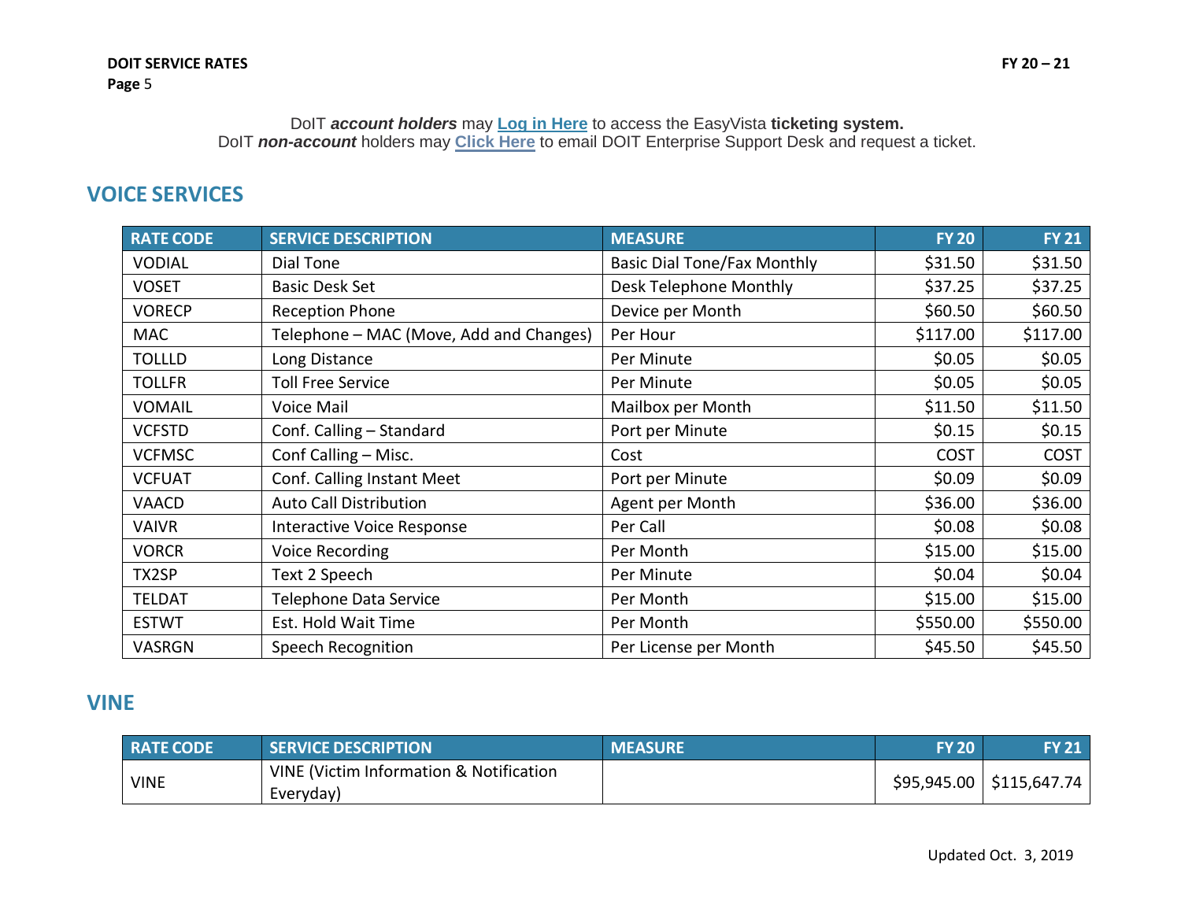DoIT ***account holders*** may **Log in Here** to access the EasyVista **ticketing system.**
DoIT ***non-account*** holders may **Click Here** to email DOIT Enterprise Support Desk and request a ticket.

## VOICE SERVICES

| RATE CODE | SERVICE DESCRIPTION | MEASURE | FY 20 | FY 21 |
|---|---|---|---:|---:|
| VODIAL | Dial Tone | Basic Dial Tone/Fax Monthly | $31.50 | $31.50 |
| VOSET | Basic Desk Set | Desk Telephone Monthly | $37.25 | $37.25 |
| VORECP | Reception Phone | Device per Month | $60.50 | $60.50 |
| MAC | Telephone – MAC (Move, Add and Changes) | Per Hour | $117.00 | $117.00 |
| TOLLLD | Long Distance | Per Minute | $0.05 | $0.05 |
| TOLLFR | Toll Free Service | Per Minute | $0.05 | $0.05 |
| VOMAIL | Voice Mail | Mailbox per Month | $11.50 | $11.50 |
| VCFSTD | Conf. Calling – Standard | Port per Minute | $0.15 | $0.15 |
| VCFMSC | Conf Calling – Misc. | Cost | COST | COST |
| VCFUAT | Conf. Calling Instant Meet | Port per Minute | $0.09 | $0.09 |
| VAACD | Auto Call Distribution | Agent per Month | $36.00 | $36.00 |
| VAIVR | Interactive Voice Response | Per Call | $0.08 | $0.08 |
| VORCR | Voice Recording | Per Month | $15.00 | $15.00 |
| TX2SP | Text 2 Speech | Per Minute | $0.04 | $0.04 |
| TELDAT | Telephone Data Service | Per Month | $15.00 | $15.00 |
| ESTWT | Est. Hold Wait Time | Per Month | $550.00 | $550.00 |
| VASRGN | Speech Recognition | Per License per Month | $45.50 | $45.50 |

## VINE

| RATE CODE | SERVICE DESCRIPTION | MEASURE | FY 20 | FY 21 |
|---|---|---|---:|---:|
| VINE | VINE (Victim Information & Notification Everyday) | | $95,945.00 | $115,647.74 |

Updated Oct. 3, 2019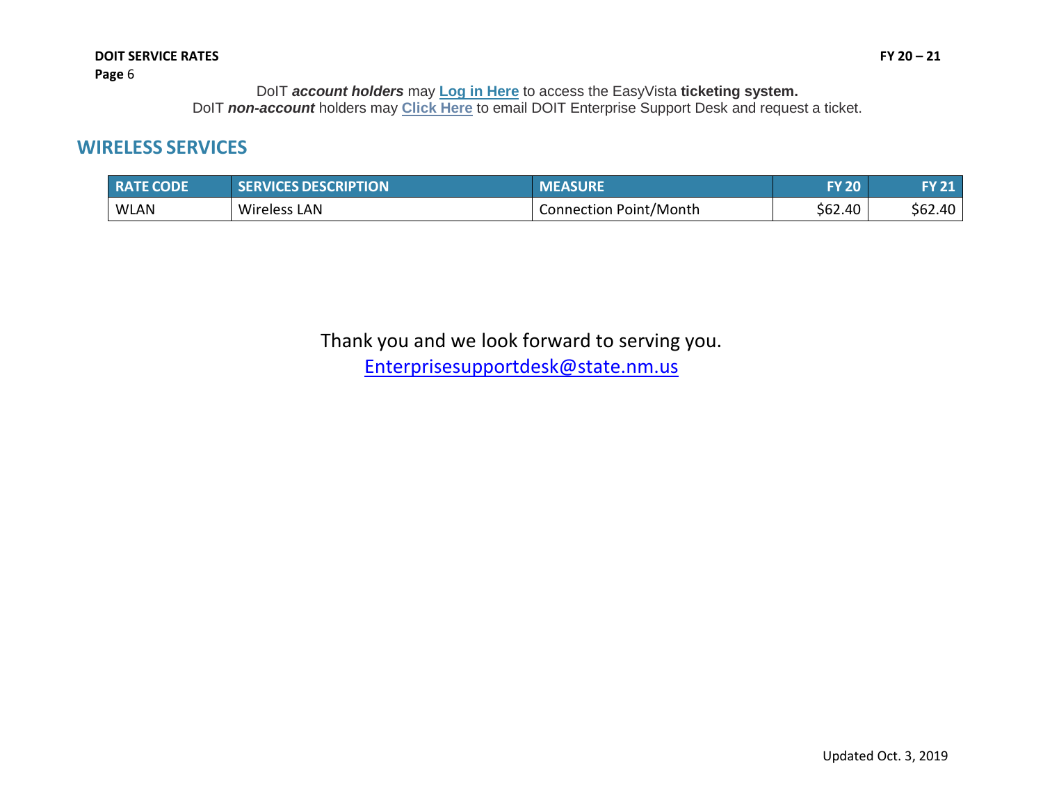DoIT ***account holders*** may **Log in Here** to access the EasyVista **ticketing system.**
DoIT ***non-account*** holders may **Click Here** to email DOIT Enterprise Support Desk and request a ticket.

## WIRELESS SERVICES

| RATE CODE | SERVICES DESCRIPTION | MEASURE | FY 20 | FY 21 |
|---|---|---|---|---|
| WLAN | Wireless LAN | Connection Point/Month | $62.40 | $62.40 |

Thank you and we look forward to serving you.
Enterprisesupportdesk@state.nm.us

Updated Oct. 3, 2019